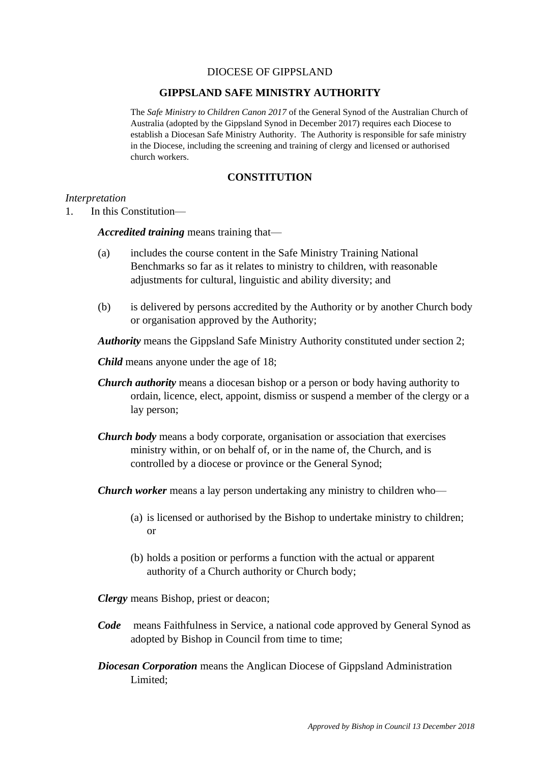DIOCESE OF GIPPSLAND

# GIPPSLAND SAFE MINISTRY AUTHORITY

The *Safe Ministry to Children Canon 2017* of the General Synod of the Australian Church of Australia (adopted by the Gippsland Synod in December 2017) requires each Diocese to establish a Diocesan Safe Ministry Authority. The Authority is responsible for safe ministry in the Diocese, including the screening and training of clergy and licensed or authorised church workers.

## CONSTITUTION

*Interpretation*

1. In this Constitution—

***Accredited training*** means training that—

(a) includes the course content in the Safe Ministry Training National Benchmarks so far as it relates to ministry to children, with reasonable adjustments for cultural, linguistic and ability diversity; and

(b) is delivered by persons accredited by the Authority or by another Church body or organisation approved by the Authority;

***Authority*** means the Gippsland Safe Ministry Authority constituted under section 2;

***Child*** means anyone under the age of 18;

***Church authority*** means a diocesan bishop or a person or body having authority to ordain, licence, elect, appoint, dismiss or suspend a member of the clergy or a lay person;

***Church body*** means a body corporate, organisation or association that exercises ministry within, or on behalf of, or in the name of, the Church, and is controlled by a diocese or province or the General Synod;

***Church worker*** means a lay person undertaking any ministry to children who—

(a) is licensed or authorised by the Bishop to undertake ministry to children; or

(b) holds a position or performs a function with the actual or apparent authority of a Church authority or Church body;

***Clergy*** means Bishop, priest or deacon;

***Code*** means Faithfulness in Service, a national code approved by General Synod as adopted by Bishop in Council from time to time;

***Diocesan Corporation*** means the Anglican Diocese of Gippsland Administration Limited;

*Approved by Bishop in Council 13 December 2018*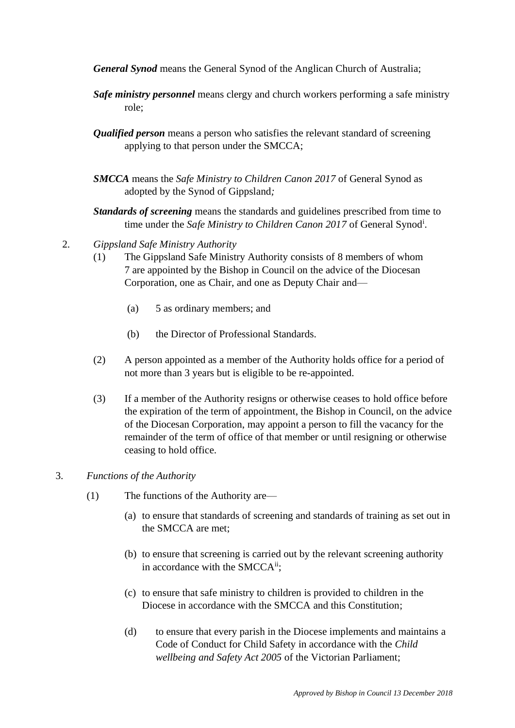***General Synod*** means the General Synod of the Anglican Church of Australia;

***Safe ministry personnel*** means clergy and church workers performing a safe ministry role;

***Qualified person*** means a person who satisfies the relevant standard of screening applying to that person under the SMCCA;

***SMCCA*** means the *Safe Ministry to Children Canon 2017* of General Synod as adopted by the Synod of Gippsland*;*

***Standards of screening*** means the standards and guidelines prescribed from time to time under the *Safe Ministry to Children Canon 2017* of General Synod[i].

2. *Gippsland Safe Ministry Authority*

(1) The Gippsland Safe Ministry Authority consists of 8 members of whom 7 are appointed by the Bishop in Council on the advice of the Diocesan Corporation, one as Chair, and one as Deputy Chair and—

(a) 5 as ordinary members; and

(b) the Director of Professional Standards.

(2) A person appointed as a member of the Authority holds office for a period of not more than 3 years but is eligible to be re-appointed.

(3) If a member of the Authority resigns or otherwise ceases to hold office before the expiration of the term of appointment, the Bishop in Council, on the advice of the Diocesan Corporation, may appoint a person to fill the vacancy for the remainder of the term of office of that member or until resigning or otherwise ceasing to hold office.

3. *Functions of the Authority*

(1) The functions of the Authority are—

(a) to ensure that standards of screening and standards of training as set out in the SMCCA are met;

(b) to ensure that screening is carried out by the relevant screening authority in accordance with the SMCCA[ii];

(c) to ensure that safe ministry to children is provided to children in the Diocese in accordance with the SMCCA and this Constitution;

(d) to ensure that every parish in the Diocese implements and maintains a Code of Conduct for Child Safety in accordance with the *Child wellbeing and Safety Act 2005* of the Victorian Parliament;

*Approved by Bishop in Council 13 December 2018*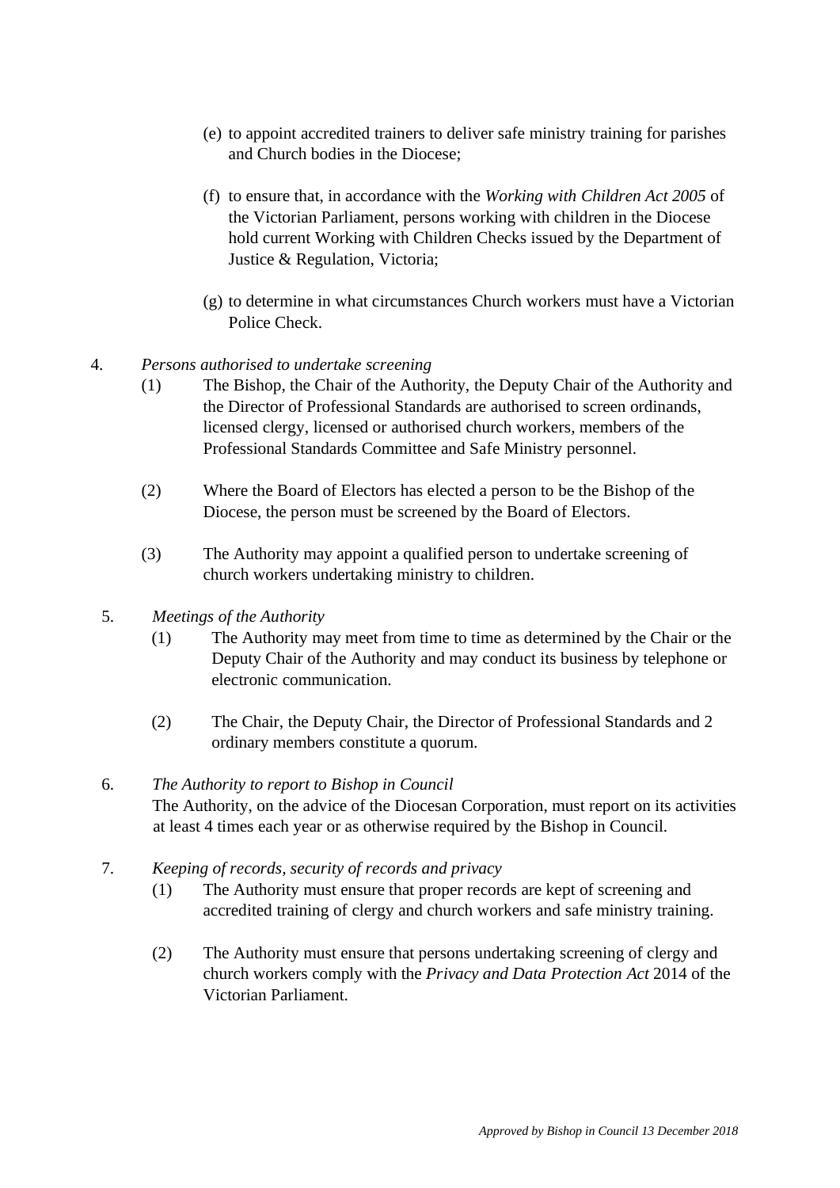(e) to appoint accredited trainers to deliver safe ministry training for parishes and Church bodies in the Diocese;

(f) to ensure that, in accordance with the *Working with Children Act 2005* of the Victorian Parliament, persons working with children in the Diocese hold current Working with Children Checks issued by the Department of Justice & Regulation, Victoria;

(g) to determine in what circumstances Church workers must have a Victorian Police Check.

4. *Persons authorised to undertake screening*

(1) The Bishop, the Chair of the Authority, the Deputy Chair of the Authority and the Director of Professional Standards are authorised to screen ordinands, licensed clergy, licensed or authorised church workers, members of the Professional Standards Committee and Safe Ministry personnel.

(2) Where the Board of Electors has elected a person to be the Bishop of the Diocese, the person must be screened by the Board of Electors.

(3) The Authority may appoint a qualified person to undertake screening of church workers undertaking ministry to children.

5. *Meetings of the Authority*

(1) The Authority may meet from time to time as determined by the Chair or the Deputy Chair of the Authority and may conduct its business by telephone or electronic communication.

(2) The Chair, the Deputy Chair, the Director of Professional Standards and 2 ordinary members constitute a quorum.

6. *The Authority to report to Bishop in Council*

The Authority, on the advice of the Diocesan Corporation, must report on its activities at least 4 times each year or as otherwise required by the Bishop in Council.

7. *Keeping of records, security of records and privacy*

(1) The Authority must ensure that proper records are kept of screening and accredited training of clergy and church workers and safe ministry training.

(2) The Authority must ensure that persons undertaking screening of clergy and church workers comply with the *Privacy and Data Protection Act* 2014 of the Victorian Parliament.

*Approved by Bishop in Council 13 December 2018*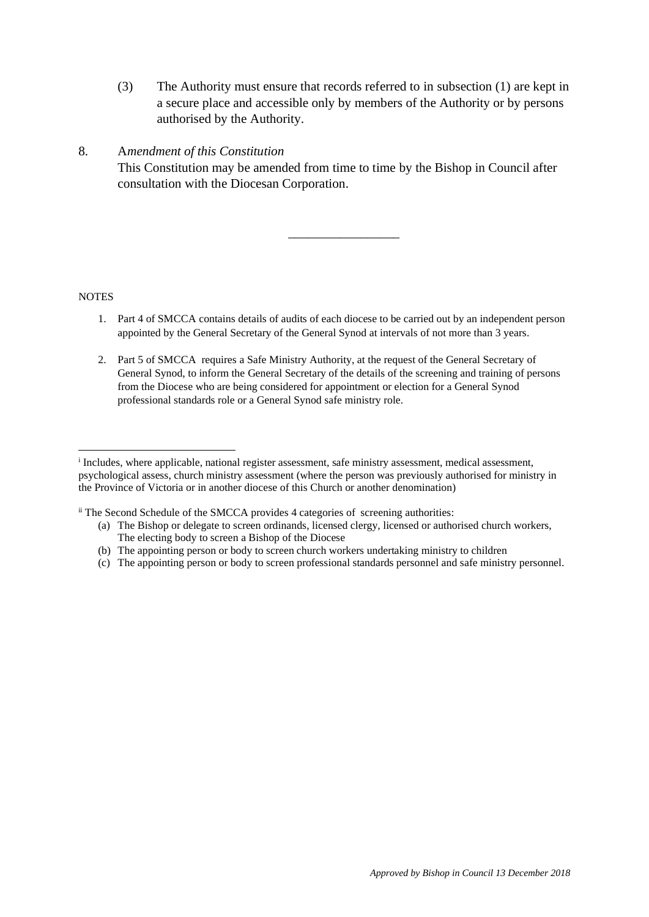(3) The Authority must ensure that records referred to in subsection (1) are kept in a secure place and accessible only by members of the Authority or by persons authorised by the Authority.

8. A*mendment of this Constitution*

This Constitution may be amended from time to time by the Bishop in Council after consultation with the Diocesan Corporation.

---

NOTES

1. Part 4 of SMCCA contains details of audits of each diocese to be carried out by an independent person appointed by the General Secretary of the General Synod at intervals of not more than 3 years.

2. Part 5 of SMCCA requires a Safe Ministry Authority, at the request of the General Secretary of General Synod, to inform the General Secretary of the details of the screening and training of persons from the Diocese who are being considered for appointment or election for a General Synod professional standards role or a General Synod safe ministry role.

---

[i] Includes, where applicable, national register assessment, safe ministry assessment, medical assessment, psychological assess, church ministry assessment (where the person was previously authorised for ministry in the Province of Victoria or in another diocese of this Church or another denomination)

[ii] The Second Schedule of the SMCCA provides 4 categories of screening authorities:

(a) The Bishop or delegate to screen ordinands, licensed clergy, licensed or authorised church workers, The electing body to screen a Bishop of the Diocese
(b) The appointing person or body to screen church workers undertaking ministry to children
(c) The appointing person or body to screen professional standards personnel and safe ministry personnel.

*Approved by Bishop in Council 13 December 2018*